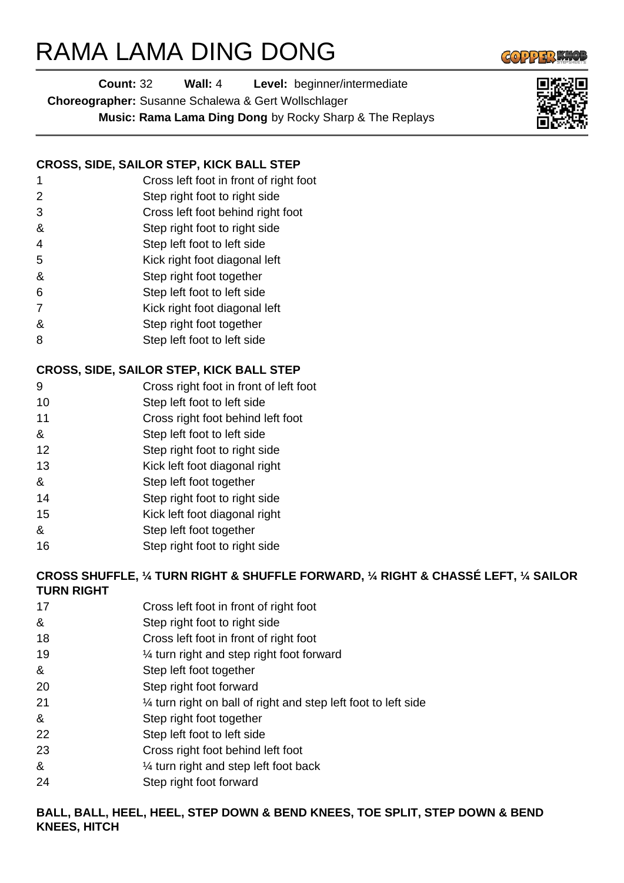# RAMA LAMA DING DONG

**Count:** 32 **Wall:** 4 **Level:** beginner/intermediate

**Choreographer:** Susanne Schalewa & Gert Wollschlager

**Music:** **Rama Lama Ding Dong** by Rocky Sharp & The Replays

### CROSS, SIDE, SAILOR STEP, KICK BALL STEP

| | |
|---|---|
| 1 | Cross left foot in front of right foot |
| 2 | Step right foot to right side |
| 3 | Cross left foot behind right foot |
| & | Step right foot to right side |
| 4 | Step left foot to left side |
| 5 | Kick right foot diagonal left |
| & | Step right foot together |
| 6 | Step left foot to left side |
| 7 | Kick right foot diagonal left |
| & | Step right foot together |
| 8 | Step left foot to left side |

### CROSS, SIDE, SAILOR STEP, KICK BALL STEP

| | |
|---|---|
| 9 | Cross right foot in front of left foot |
| 10 | Step left foot to left side |
| 11 | Cross right foot behind left foot |
| & | Step left foot to left side |
| 12 | Step right foot to right side |
| 13 | Kick left foot diagonal right |
| & | Step left foot together |
| 14 | Step right foot to right side |
| 15 | Kick left foot diagonal right |
| & | Step left foot together |
| 16 | Step right foot to right side |

### CROSS SHUFFLE, ¼ TURN RIGHT & SHUFFLE FORWARD, ¼ RIGHT & CHASSÉ LEFT, ¼ SAILOR TURN RIGHT

| | |
|---|---|
| 17 | Cross left foot in front of right foot |
| & | Step right foot to right side |
| 18 | Cross left foot in front of right foot |
| 19 | ¼ turn right and step right foot forward |
| & | Step left foot together |
| 20 | Step right foot forward |
| 21 | ¼ turn right on ball of right and step left foot to left side |
| & | Step right foot together |
| 22 | Step left foot to left side |
| 23 | Cross right foot behind left foot |
| & | ¼ turn right and step left foot back |
| 24 | Step right foot forward |

### BALL, BALL, HEEL, HEEL, STEP DOWN & BEND KNEES, TOE SPLIT, STEP DOWN & BEND KNEES, HITCH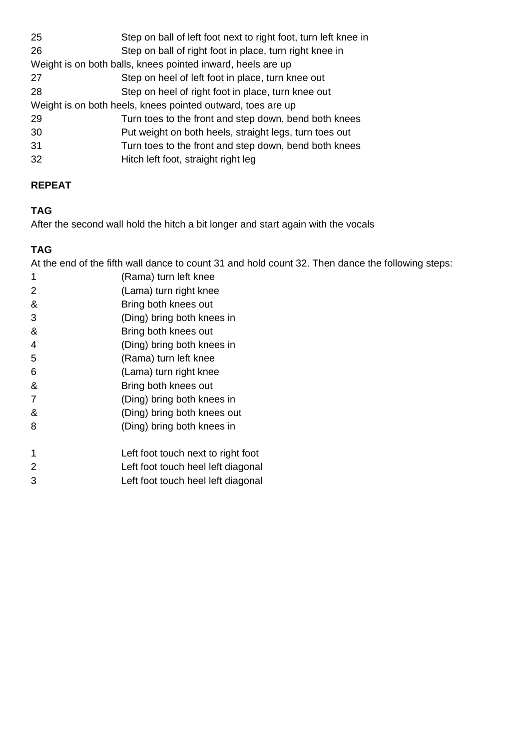| | |
|---|---|
| 25 | Step on ball of left foot next to right foot, turn left knee in |
| 26 | Step on ball of right foot in place, turn right knee in |

Weight is on both balls, knees pointed inward, heels are up

| | |
|---|---|
| 27 | Step on heel of left foot in place, turn knee out |
| 28 | Step on heel of right foot in place, turn knee out |

Weight is on both heels, knees pointed outward, toes are up

| | |
|---|---|
| 29 | Turn toes to the front and step down, bend both knees |
| 30 | Put weight on both heels, straight legs, turn toes out |
| 31 | Turn toes to the front and step down, bend both knees |
| 32 | Hitch left foot, straight right leg |

**REPEAT**

**TAG**

After the second wall hold the hitch a bit longer and start again with the vocals

**TAG**

At the end of the fifth wall dance to count 31 and hold count 32. Then dance the following steps:

| | |
|---|---|
| 1 | (Rama) turn left knee |
| 2 | (Lama) turn right knee |
| & | Bring both knees out |
| 3 | (Ding) bring both knees in |
| & | Bring both knees out |
| 4 | (Ding) bring both knees in |
| 5 | (Rama) turn left knee |
| 6 | (Lama) turn right knee |
| & | Bring both knees out |
| 7 | (Ding) bring both knees in |
| & | (Ding) bring both knees out |
| 8 | (Ding) bring both knees in |

| | |
|---|---|
| 1 | Left foot touch next to right foot |
| 2 | Left foot touch heel left diagonal |
| 3 | Left foot touch heel left diagonal |